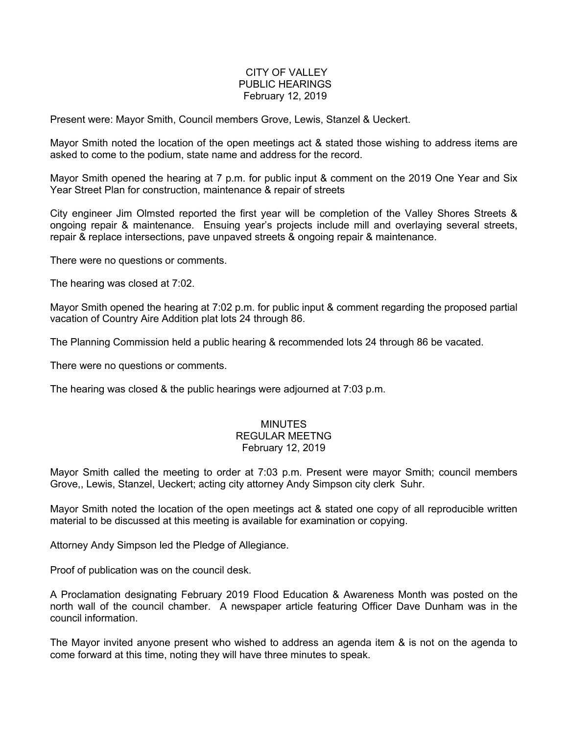# CITY OF VALLEY
## PUBLIC HEARINGS
### February 12, 2019

Present were: Mayor Smith, Council members Grove, Lewis, Stanzel & Ueckert.

Mayor Smith noted the location of the open meetings act & stated those wishing to address items are asked to come to the podium, state name and address for the record.

Mayor Smith opened the hearing at 7 p.m. for public input & comment on the 2019 One Year and Six Year Street Plan for construction, maintenance & repair of streets

City engineer Jim Olmsted reported the first year will be completion of the Valley Shores Streets & ongoing repair & maintenance. Ensuing year's projects include mill and overlaying several streets, repair & replace intersections, pave unpaved streets & ongoing repair & maintenance.

There were no questions or comments.

The hearing was closed at 7:02.

Mayor Smith opened the hearing at 7:02 p.m. for public input & comment regarding the proposed partial vacation of Country Aire Addition plat lots 24 through 86.

The Planning Commission held a public hearing & recommended lots 24 through 86 be vacated.

There were no questions or comments.

The hearing was closed & the public hearings were adjourned at 7:03 p.m.

# MINUTES
## REGULAR MEETNG
### February 12, 2019

Mayor Smith called the meeting to order at 7:03 p.m. Present were mayor Smith; council members Grove,, Lewis, Stanzel, Ueckert; acting city attorney Andy Simpson city clerk Suhr.

Mayor Smith noted the location of the open meetings act & stated one copy of all reproducible written material to be discussed at this meeting is available for examination or copying.

Attorney Andy Simpson led the Pledge of Allegiance.

Proof of publication was on the council desk.

A Proclamation designating February 2019 Flood Education & Awareness Month was posted on the north wall of the council chamber. A newspaper article featuring Officer Dave Dunham was in the council information.

The Mayor invited anyone present who wished to address an agenda item & is not on the agenda to come forward at this time, noting they will have three minutes to speak.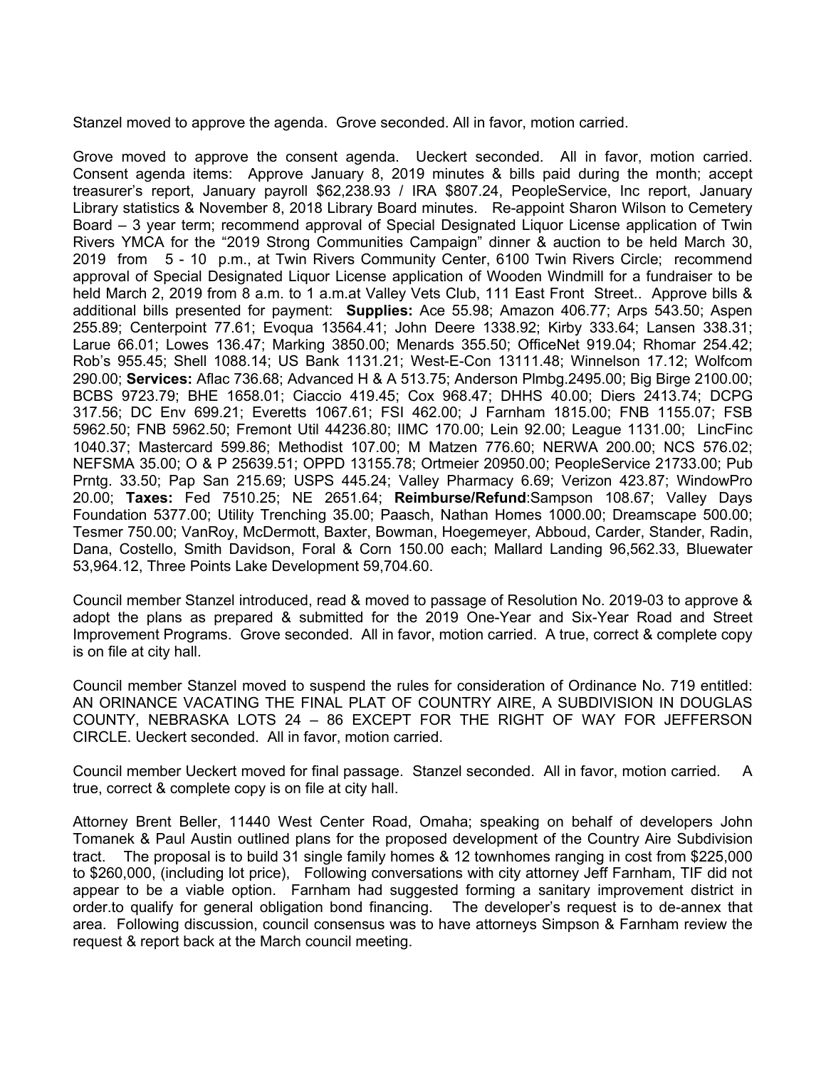Stanzel moved to approve the agenda. Grove seconded. All in favor, motion carried.

Grove moved to approve the consent agenda. Ueckert seconded. All in favor, motion carried. Consent agenda items: Approve January 8, 2019 minutes & bills paid during the month; accept treasurer's report, January payroll $62,238.93 / IRA $807.24, PeopleService, Inc report, January Library statistics & November 8, 2018 Library Board minutes. Re-appoint Sharon Wilson to Cemetery Board – 3 year term; recommend approval of Special Designated Liquor License application of Twin Rivers YMCA for the "2019 Strong Communities Campaign" dinner & auction to be held March 30, 2019 from 5 - 10 p.m., at Twin Rivers Community Center, 6100 Twin Rivers Circle; recommend approval of Special Designated Liquor License application of Wooden Windmill for a fundraiser to be held March 2, 2019 from 8 a.m. to 1 a.m.at Valley Vets Club, 111 East Front Street.. Approve bills & additional bills presented for payment: **Supplies:** Ace 55.98; Amazon 406.77; Arps 543.50; Aspen 255.89; Centerpoint 77.61; Evoqua 13564.41; John Deere 1338.92; Kirby 333.64; Lansen 338.31; Larue 66.01; Lowes 136.47; Marking 3850.00; Menards 355.50; OfficeNet 919.04; Rhomar 254.42; Rob's 955.45; Shell 1088.14; US Bank 1131.21; West-E-Con 13111.48; Winnelson 17.12; Wolfcom 290.00; **Services:** Aflac 736.68; Advanced H & A 513.75; Anderson Plmbg.2495.00; Big Birge 2100.00; BCBS 9723.79; BHE 1658.01; Ciaccio 419.45; Cox 968.47; DHHS 40.00; Diers 2413.74; DCPG 317.56; DC Env 699.21; Everetts 1067.61; FSI 462.00; J Farnham 1815.00; FNB 1155.07; FSB 5962.50; FNB 5962.50; Fremont Util 44236.80; IIMC 170.00; Lein 92.00; League 1131.00; LincFinc 1040.37; Mastercard 599.86; Methodist 107.00; M Matzen 776.60; NERWA 200.00; NCS 576.02; NEFSMA 35.00; O & P 25639.51; OPPD 13155.78; Ortmeier 20950.00; PeopleService 21733.00; Pub Prntg. 33.50; Pap San 215.69; USPS 445.24; Valley Pharmacy 6.69; Verizon 423.87; WindowPro 20.00; **Taxes:** Fed 7510.25; NE 2651.64; **Reimburse/Refund**:Sampson 108.67; Valley Days Foundation 5377.00; Utility Trenching 35.00; Paasch, Nathan Homes 1000.00; Dreamscape 500.00; Tesmer 750.00; VanRoy, McDermott, Baxter, Bowman, Hoegemeyer, Abboud, Carder, Stander, Radin, Dana, Costello, Smith Davidson, Foral & Corn 150.00 each; Mallard Landing 96,562.33, Bluewater 53,964.12, Three Points Lake Development 59,704.60.

Council member Stanzel introduced, read & moved to passage of Resolution No. 2019-03 to approve & adopt the plans as prepared & submitted for the 2019 One-Year and Six-Year Road and Street Improvement Programs. Grove seconded. All in favor, motion carried. A true, correct & complete copy is on file at city hall.

Council member Stanzel moved to suspend the rules for consideration of Ordinance No. 719 entitled: AN ORINANCE VACATING THE FINAL PLAT OF COUNTRY AIRE, A SUBDIVISION IN DOUGLAS COUNTY, NEBRASKA LOTS 24 – 86 EXCEPT FOR THE RIGHT OF WAY FOR JEFFERSON CIRCLE. Ueckert seconded. All in favor, motion carried.

Council member Ueckert moved for final passage. Stanzel seconded. All in favor, motion carried. A true, correct & complete copy is on file at city hall.

Attorney Brent Beller, 11440 West Center Road, Omaha; speaking on behalf of developers John Tomanek & Paul Austin outlined plans for the proposed development of the Country Aire Subdivision tract. The proposal is to build 31 single family homes & 12 townhomes ranging in cost from $225,000 to $260,000, (including lot price), Following conversations with city attorney Jeff Farnham, TIF did not appear to be a viable option. Farnham had suggested forming a sanitary improvement district in order.to qualify for general obligation bond financing. The developer's request is to de-annex that area. Following discussion, council consensus was to have attorneys Simpson & Farnham review the request & report back at the March council meeting.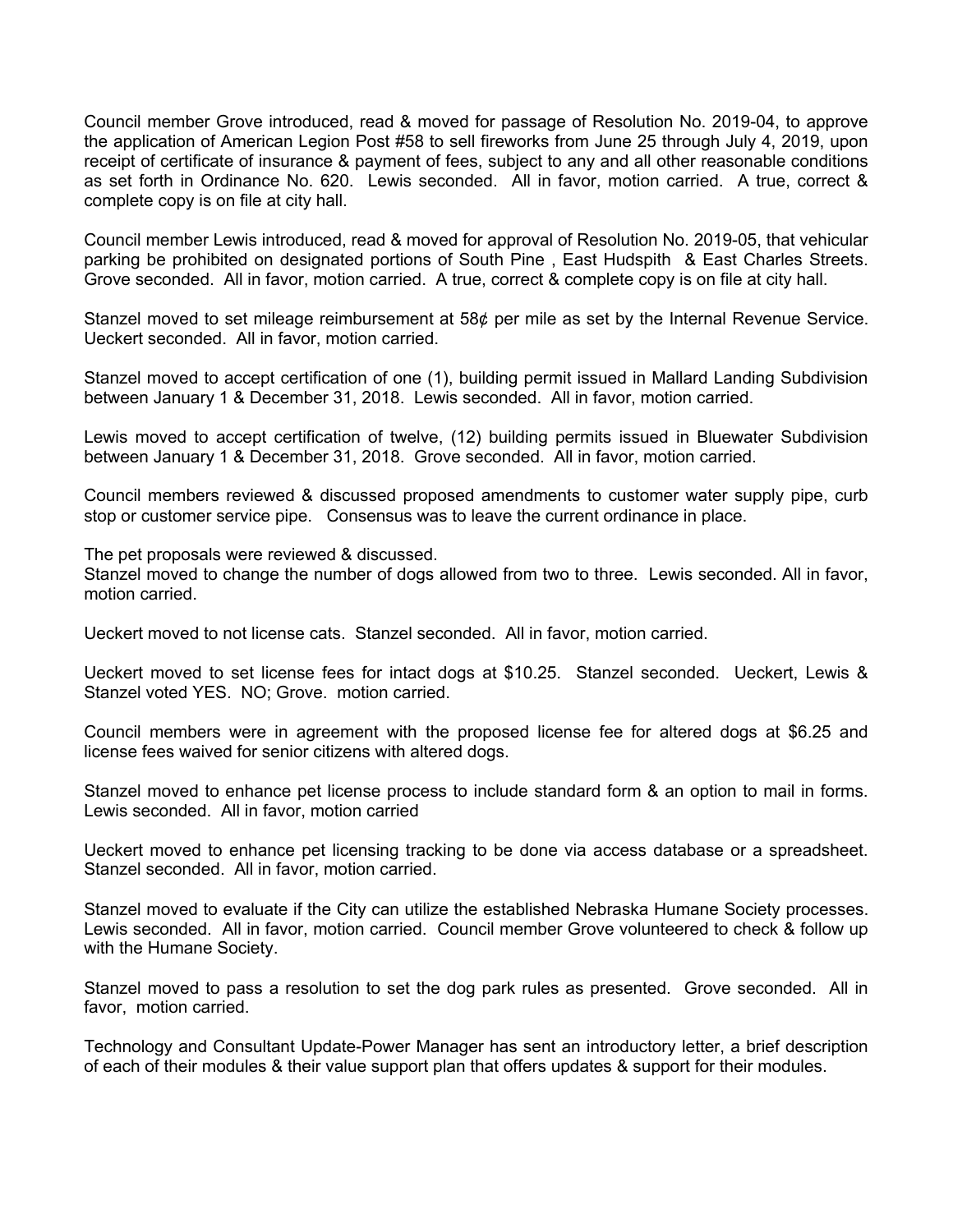Council member Grove introduced, read & moved for passage of Resolution No. 2019-04, to approve the application of American Legion Post #58 to sell fireworks from June 25 through July 4, 2019, upon receipt of certificate of insurance & payment of fees, subject to any and all other reasonable conditions as set forth in Ordinance No. 620. Lewis seconded. All in favor, motion carried. A true, correct & complete copy is on file at city hall.

Council member Lewis introduced, read & moved for approval of Resolution No. 2019-05, that vehicular parking be prohibited on designated portions of South Pine , East Hudspith & East Charles Streets. Grove seconded. All in favor, motion carried. A true, correct & complete copy is on file at city hall.

Stanzel moved to set mileage reimbursement at 58¢ per mile as set by the Internal Revenue Service. Ueckert seconded. All in favor, motion carried.

Stanzel moved to accept certification of one (1), building permit issued in Mallard Landing Subdivision between January 1 & December 31, 2018. Lewis seconded. All in favor, motion carried.

Lewis moved to accept certification of twelve, (12) building permits issued in Bluewater Subdivision between January 1 & December 31, 2018. Grove seconded. All in favor, motion carried.

Council members reviewed & discussed proposed amendments to customer water supply pipe, curb stop or customer service pipe. Consensus was to leave the current ordinance in place.

The pet proposals were reviewed & discussed.
Stanzel moved to change the number of dogs allowed from two to three. Lewis seconded. All in favor, motion carried.

Ueckert moved to not license cats. Stanzel seconded. All in favor, motion carried.

Ueckert moved to set license fees for intact dogs at $10.25. Stanzel seconded. Ueckert, Lewis & Stanzel voted YES. NO; Grove. motion carried.

Council members were in agreement with the proposed license fee for altered dogs at $6.25 and license fees waived for senior citizens with altered dogs.

Stanzel moved to enhance pet license process to include standard form & an option to mail in forms. Lewis seconded. All in favor, motion carried

Ueckert moved to enhance pet licensing tracking to be done via access database or a spreadsheet. Stanzel seconded. All in favor, motion carried.

Stanzel moved to evaluate if the City can utilize the established Nebraska Humane Society processes. Lewis seconded. All in favor, motion carried. Council member Grove volunteered to check & follow up with the Humane Society.

Stanzel moved to pass a resolution to set the dog park rules as presented. Grove seconded. All in favor, motion carried.

Technology and Consultant Update-Power Manager has sent an introductory letter, a brief description of each of their modules & their value support plan that offers updates & support for their modules.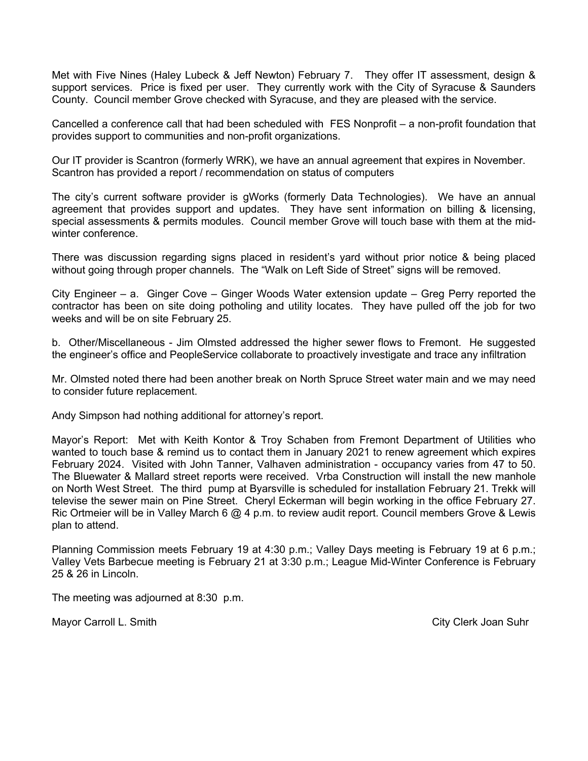Met with Five Nines (Haley Lubeck & Jeff Newton) February 7. They offer IT assessment, design & support services. Price is fixed per user. They currently work with the City of Syracuse & Saunders County. Council member Grove checked with Syracuse, and they are pleased with the service.

Cancelled a conference call that had been scheduled with FES Nonprofit – a non-profit foundation that provides support to communities and non-profit organizations.

Our IT provider is Scantron (formerly WRK), we have an annual agreement that expires in November. Scantron has provided a report / recommendation on status of computers

The city's current software provider is gWorks (formerly Data Technologies). We have an annual agreement that provides support and updates. They have sent information on billing & licensing, special assessments & permits modules. Council member Grove will touch base with them at the mid-winter conference.

There was discussion regarding signs placed in resident's yard without prior notice & being placed without going through proper channels. The "Walk on Left Side of Street" signs will be removed.

City Engineer – a. Ginger Cove – Ginger Woods Water extension update – Greg Perry reported the contractor has been on site doing potholing and utility locates. They have pulled off the job for two weeks and will be on site February 25.

b. Other/Miscellaneous - Jim Olmsted addressed the higher sewer flows to Fremont. He suggested the engineer's office and PeopleService collaborate to proactively investigate and trace any infiltration

Mr. Olmsted noted there had been another break on North Spruce Street water main and we may need to consider future replacement.

Andy Simpson had nothing additional for attorney's report.

Mayor's Report: Met with Keith Kontor & Troy Schaben from Fremont Department of Utilities who wanted to touch base & remind us to contact them in January 2021 to renew agreement which expires February 2024. Visited with John Tanner, Valhaven administration - occupancy varies from 47 to 50. The Bluewater & Mallard street reports were received. Vrba Construction will install the new manhole on North West Street. The third pump at Byarsville is scheduled for installation February 21. Trekk will televise the sewer main on Pine Street. Cheryl Eckerman will begin working in the office February 27. Ric Ortmeier will be in Valley March 6 @ 4 p.m. to review audit report. Council members Grove & Lewis plan to attend.

Planning Commission meets February 19 at 4:30 p.m.; Valley Days meeting is February 19 at 6 p.m.; Valley Vets Barbecue meeting is February 21 at 3:30 p.m.; League Mid-Winter Conference is February 25 & 26 in Lincoln.

The meeting was adjourned at 8:30 p.m.

Mayor Carroll L. Smith                                                                                    City Clerk Joan Suhr